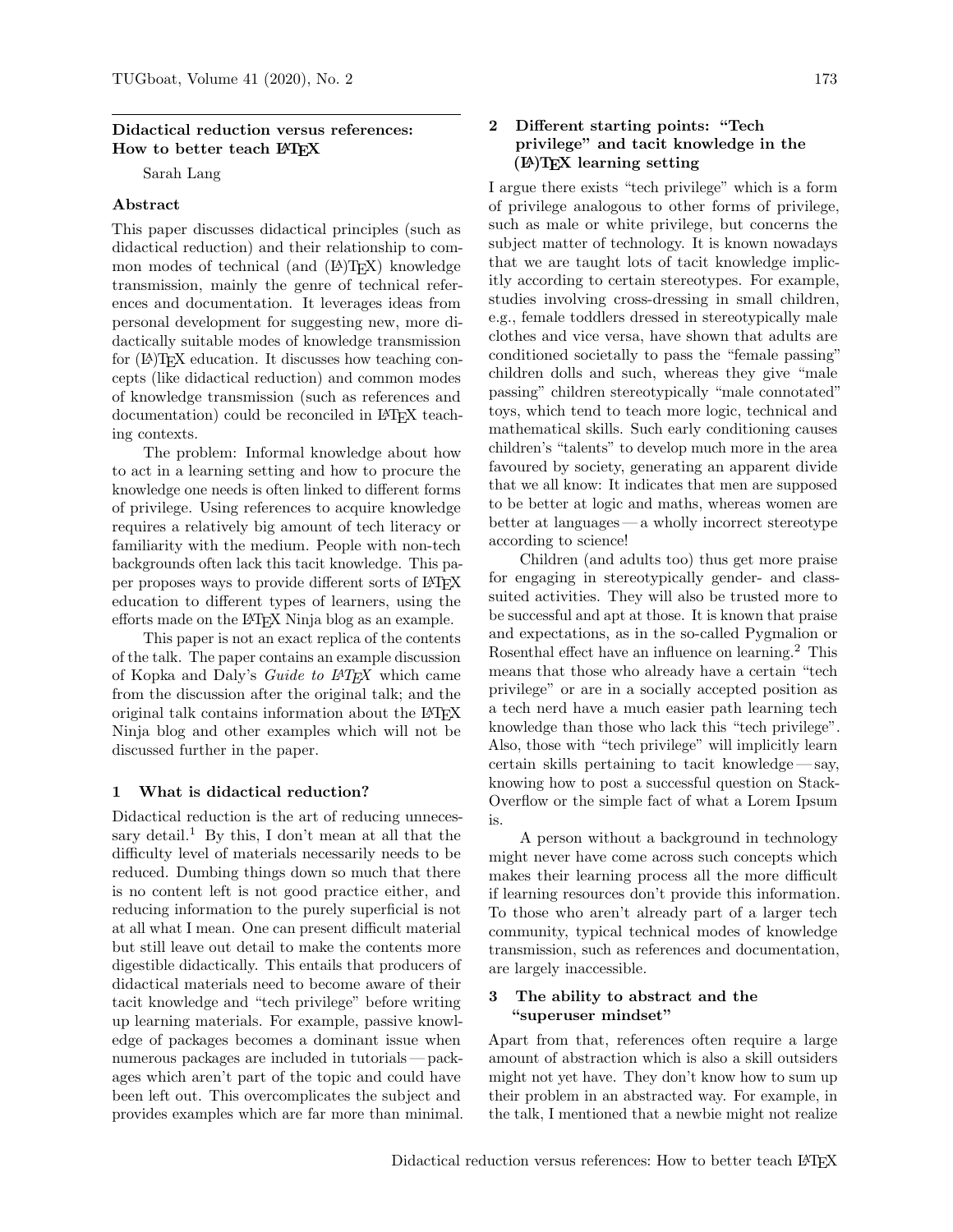# Didactical reduction versus references: How to better teach LaTeX

Sarah Lang

## Abstract

This paper discusses didactical principles (such as didactical reduction) and their relationship to common modes of technical (and (LA)TeX) knowledge transmission, mainly the genre of technical references and documentation. It leverages ideas from personal development for suggesting new, more didactically suitable modes of knowledge transmission for (LA)TeX education. It discusses how teaching concepts (like didactical reduction) and common modes of knowledge transmission (such as references and documentation) could be reconciled in LaTeX teaching contexts.

The problem: Informal knowledge about how to act in a learning setting and how to procure the knowledge one needs is often linked to different forms of privilege. Using references to acquire knowledge requires a relatively big amount of tech literacy or familiarity with the medium. People with non-tech backgrounds often lack this tacit knowledge. This paper proposes ways to provide different sorts of LaTeX education to different types of learners, using the efforts made on the LaTeX Ninja blog as an example.

This paper is not an exact replica of the contents of the talk. The paper contains an example discussion of Kopka and Daly's *Guide to LaTeX* which came from the discussion after the original talk; and the original talk contains information about the LaTeX Ninja blog and other examples which will not be discussed further in the paper.

## 1 What is didactical reduction?

Didactical reduction is the art of reducing unnecessary detail.[1] By this, I don't mean at all that the difficulty level of materials necessarily needs to be reduced. Dumbing things down so much that there is no content left is not good practice either, and reducing information to the purely superficial is not at all what I mean. One can present difficult material but still leave out detail to make the contents more digestible didactically. This entails that producers of didactical materials need to become aware of their tacit knowledge and "tech privilege" before writing up learning materials. For example, passive knowledge of packages becomes a dominant issue when numerous packages are included in tutorials — packages which aren't part of the topic and could have been left out. This overcomplicates the subject and provides examples which are far more than minimal.

## 2 Different starting points: "Tech privilege" and tacit knowledge in the (LA)TeX learning setting

I argue there exists "tech privilege" which is a form of privilege analogous to other forms of privilege, such as male or white privilege, but concerns the subject matter of technology. It is known nowadays that we are taught lots of tacit knowledge implicitly according to certain stereotypes. For example, studies involving cross-dressing in small children, e.g., female toddlers dressed in stereotypically male clothes and vice versa, have shown that adults are conditioned societally to pass the "female passing" children dolls and such, whereas they give "male passing" children stereotypically "male connotated" toys, which tend to teach more logic, technical and mathematical skills. Such early conditioning causes children's "talents" to develop much more in the area favoured by society, generating an apparent divide that we all know: It indicates that men are supposed to be better at logic and maths, whereas women are better at languages — a wholly incorrect stereotype according to science!

Children (and adults too) thus get more praise for engaging in stereotypically gender- and class-suited activities. They will also be trusted more to be successful and apt at those. It is known that praise and expectations, as in the so-called Pygmalion or Rosenthal effect have an influence on learning.[2] This means that those who already have a certain "tech privilege" or are in a socially accepted position as a tech nerd have a much easier path learning tech knowledge than those who lack this "tech privilege". Also, those with "tech privilege" will implicitly learn certain skills pertaining to tacit knowledge — say, knowing how to post a successful question on StackOverflow or the simple fact of what a Lorem Ipsum is.

A person without a background in technology might never have come across such concepts which makes their learning process all the more difficult if learning resources don't provide this information. To those who aren't already part of a larger tech community, typical technical modes of knowledge transmission, such as references and documentation, are largely inaccessible.

## 3 The ability to abstract and the "superuser mindset"

Apart from that, references often require a large amount of abstraction which is also a skill outsiders might not yet have. They don't know how to sum up their problem in an abstracted way. For example, in the talk, I mentioned that a newbie might not realize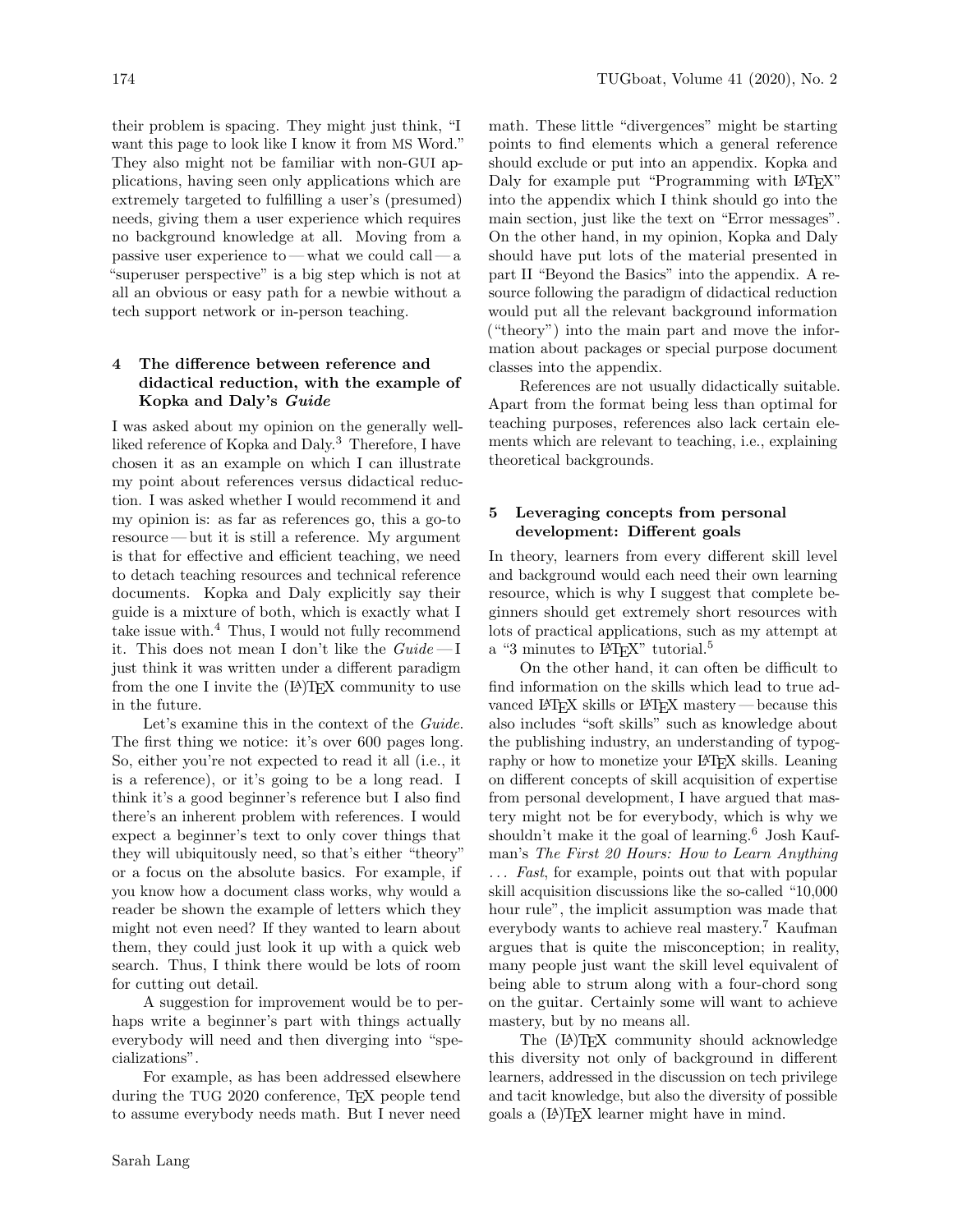their problem is spacing. They might just think, "I want this page to look like I know it from MS Word." They also might not be familiar with non-GUI applications, having seen only applications which are extremely targeted to fulfilling a user's (presumed) needs, giving them a user experience which requires no background knowledge at all. Moving from a passive user experience to — what we could call — a "superuser perspective" is a big step which is not at all an obvious or easy path for a newbie without a tech support network or in-person teaching.

## 4 The difference between reference and didactical reduction, with the example of Kopka and Daly's *Guide*

I was asked about my opinion on the generally well-liked reference of Kopka and Daly.[3] Therefore, I have chosen it as an example on which I can illustrate my point about references versus didactical reduction. I was asked whether I would recommend it and my opinion is: as far as references go, this a go-to resource — but it is still a reference. My argument is that for effective and efficient teaching, we need to detach teaching resources and technical reference documents. Kopka and Daly explicitly say their guide is a mixture of both, which is exactly what I take issue with.[4] Thus, I would not fully recommend it. This does not mean I don't like the *Guide* — I just think it was written under a different paradigm from the one I invite the (LA)TEX community to use in the future.

Let's examine this in the context of the *Guide*. The first thing we notice: it's over 600 pages long. So, either you're not expected to read it all (i.e., it is a reference), or it's going to be a long read. I think it's a good beginner's reference but I also find there's an inherent problem with references. I would expect a beginner's text to only cover things that they will ubiquitously need, so that's either "theory" or a focus on the absolute basics. For example, if you know how a document class works, why would a reader be shown the example of letters which they might not even need? If they wanted to learn about them, they could just look it up with a quick web search. Thus, I think there would be lots of room for cutting out detail.

A suggestion for improvement would be to perhaps write a beginner's part with things actually everybody will need and then diverging into "specializations".

For example, as has been addressed elsewhere during the TUG 2020 conference, TEX people tend to assume everybody needs math. But I never need math. These little "divergences" might be starting points to find elements which a general reference should exclude or put into an appendix. Kopka and Daly for example put "Programming with LATEX" into the appendix which I think should go into the main section, just like the text on "Error messages". On the other hand, in my opinion, Kopka and Daly should have put lots of the material presented in part II "Beyond the Basics" into the appendix. A resource following the paradigm of didactical reduction would put all the relevant background information ("theory") into the main part and move the information about packages or special purpose document classes into the appendix.

References are not usually didactically suitable. Apart from the format being less than optimal for teaching purposes, references also lack certain elements which are relevant to teaching, i.e., explaining theoretical backgrounds.

## 5 Leveraging concepts from personal development: Different goals

In theory, learners from every different skill level and background would each need their own learning resource, which is why I suggest that complete beginners should get extremely short resources with lots of practical applications, such as my attempt at a "3 minutes to LATEX" tutorial.[5]

On the other hand, it can often be difficult to find information on the skills which lead to true advanced LATEX skills or LATEX mastery — because this also includes "soft skills" such as knowledge about the publishing industry, an understanding of typography or how to monetize your LATEX skills. Leaning on different concepts of skill acquisition of expertise from personal development, I have argued that mastery might not be for everybody, which is why we shouldn't make it the goal of learning.[6] Josh Kaufman's *The First 20 Hours: How to Learn Anything ... Fast*, for example, points out that with popular skill acquisition discussions like the so-called "10,000 hour rule", the implicit assumption was made that everybody wants to achieve real mastery.[7] Kaufman argues that is quite the misconception; in reality, many people just want the skill level equivalent of being able to strum along with a four-chord song on the guitar. Certainly some will want to achieve mastery, but by no means all.

The (LA)TEX community should acknowledge this diversity not only of background in different learners, addressed in the discussion on tech privilege and tacit knowledge, but also the diversity of possible goals a (LA)TEX learner might have in mind.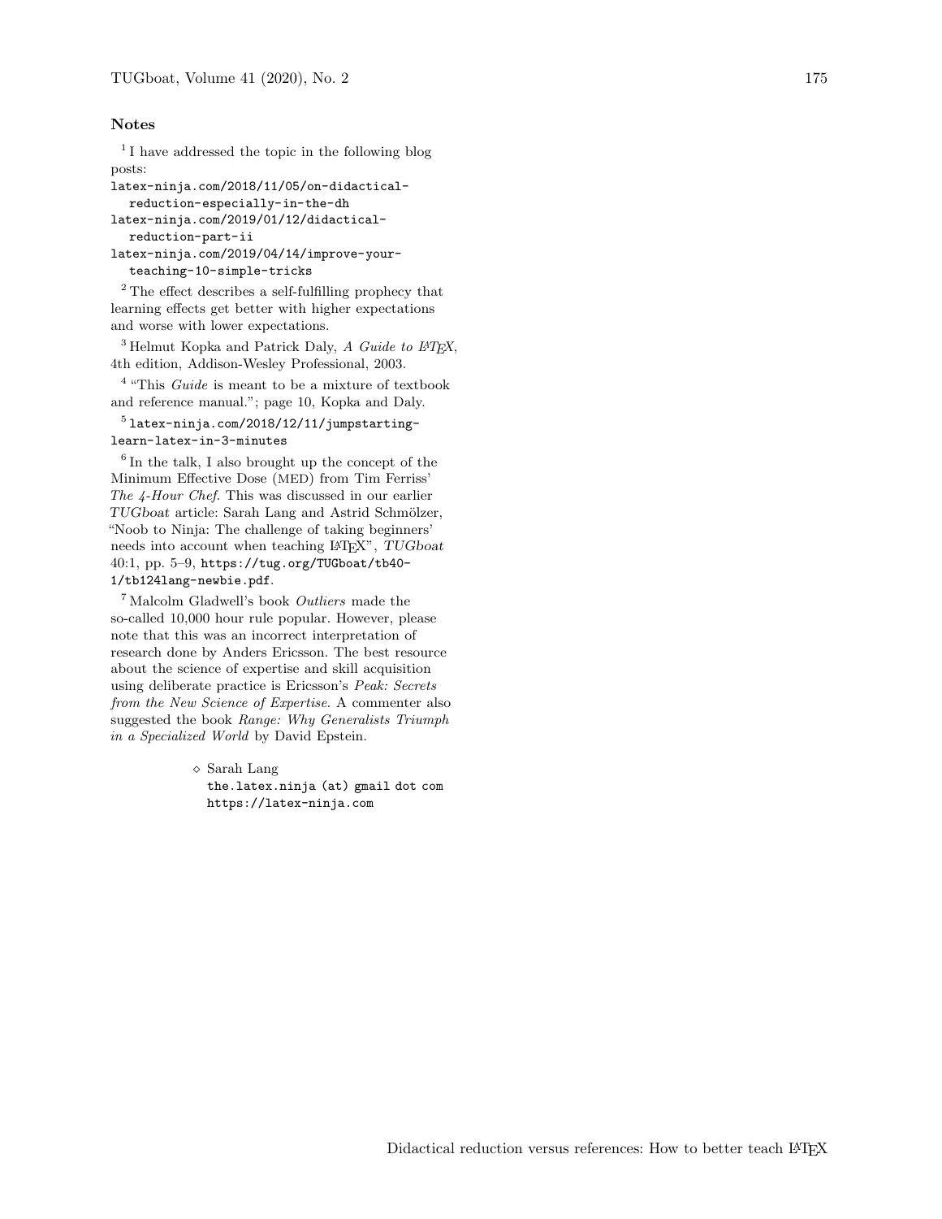### Notes

[1] I have addressed the topic in the following blog posts:
latex-ninja.com/2018/11/05/on-didactical-reduction-especially-in-the-dh
latex-ninja.com/2019/01/12/didactical-reduction-part-ii
latex-ninja.com/2019/04/14/improve-your-teaching-10-simple-tricks

[2] The effect describes a self-fulfilling prophecy that learning effects get better with higher expectations and worse with lower expectations.

[3] Helmut Kopka and Patrick Daly, *A Guide to LaTeX*, 4th edition, Addison-Wesley Professional, 2003.

[4] "This *Guide* is meant to be a mixture of textbook and reference manual."; page 10, Kopka and Daly.

[5] latex-ninja.com/2018/12/11/jumpstarting-learn-latex-in-3-minutes

[6] In the talk, I also brought up the concept of the Minimum Effective Dose (MED) from Tim Ferriss' *The 4-Hour Chef*. This was discussed in our earlier *TUGboat* article: Sarah Lang and Astrid Schmölzer, "Noob to Ninja: The challenge of taking beginners' needs into account when teaching LaTeX", *TUGboat* 40:1, pp. 5–9, https://tug.org/TUGboat/tb40-1/tb124lang-newbie.pdf.

[7] Malcolm Gladwell's book *Outliers* made the so-called 10,000 hour rule popular. However, please note that this was an incorrect interpretation of research done by Anders Ericsson. The best resource about the science of expertise and skill acquisition using deliberate practice is Ericsson's *Peak: Secrets from the New Science of Expertise*. A commenter also suggested the book *Range: Why Generalists Triumph in a Specialized World* by David Epstein.

◇ Sarah Lang
the.latex.ninja (at) gmail dot com
https://latex-ninja.com